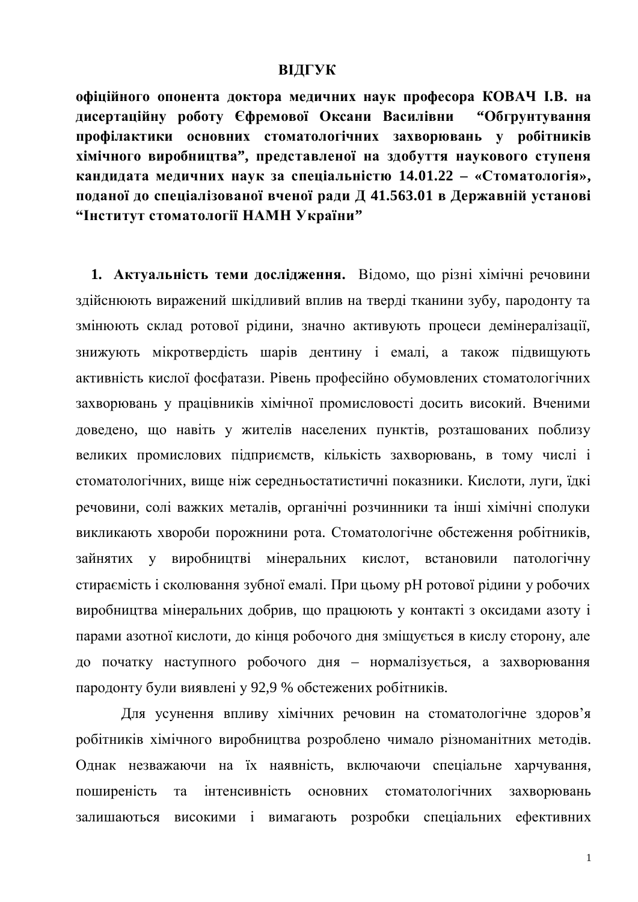# ВІДГУК

**офіційного опонента доктора медичних наук професора КОВАЧ І.В. на дисертаційну роботу Єфремової Оксани Василівни "Обгрунтування профілактики основних стоматологічних захворювань у робітників хімічного виробництва", представленої на здобуття наукового ступеня кандидата медичних наук за спеціальністю 14.01.22 – «Стоматологія», поданої до спеціалізованої вченої ради Д 41.563.01 в Державній установі "Інститут стоматології НАМН України"**

1. **Актуальність теми дослідження.** Відомо, що різні хімічні речовини здійснюють виражений шкідливий вплив на тверді тканини зубу, пародонту та змінюють склад ротової рідини, значно активують процеси демінералізації, знижують мікротвердість шарів дентину і емалі, а також підвищують активність кислої фосфатази. Рівень професійно обумовлених стоматологічних захворювань у працівників хімічної промисловості досить високий. Вченими доведено, що навіть у жителів населених пунктів, розташованих поблизу великих промислових підприємств, кількість захворювань, в тому числі і стоматологічних, вище ніж середньостатистичні показники. Кислоти, луги, їдкі речовини, солі важких металів, органічні розчинники та інші хімічні сполуки викликають хвороби порожнини рота. Стоматологічне обстеження робітників, зайнятих у виробництві мінеральних кислот, встановили патологічну стираємість і сколювання зубної емалі. При цьому pH ротової рідини у робочих виробництва мінеральних добрив, що працюють у контакті з оксидами азоту і парами азотної кислоти, до кінця робочого дня зміщується в кислу сторону, але до початку наступного робочого дня – нормалізується, а захворювання пародонту були виявлені у 92,9 % обстежених робітників.

Для усунення впливу хімічних речовин на стоматологічне здоров'я робітників хімічного виробництва розроблено чимало різноманітних методів. Однак незважаючи на їх наявність, включаючи спеціальне харчування, поширеність та інтенсивність основних стоматологічних захворювань залишаються високими і вимагають розробки спеціальних ефективних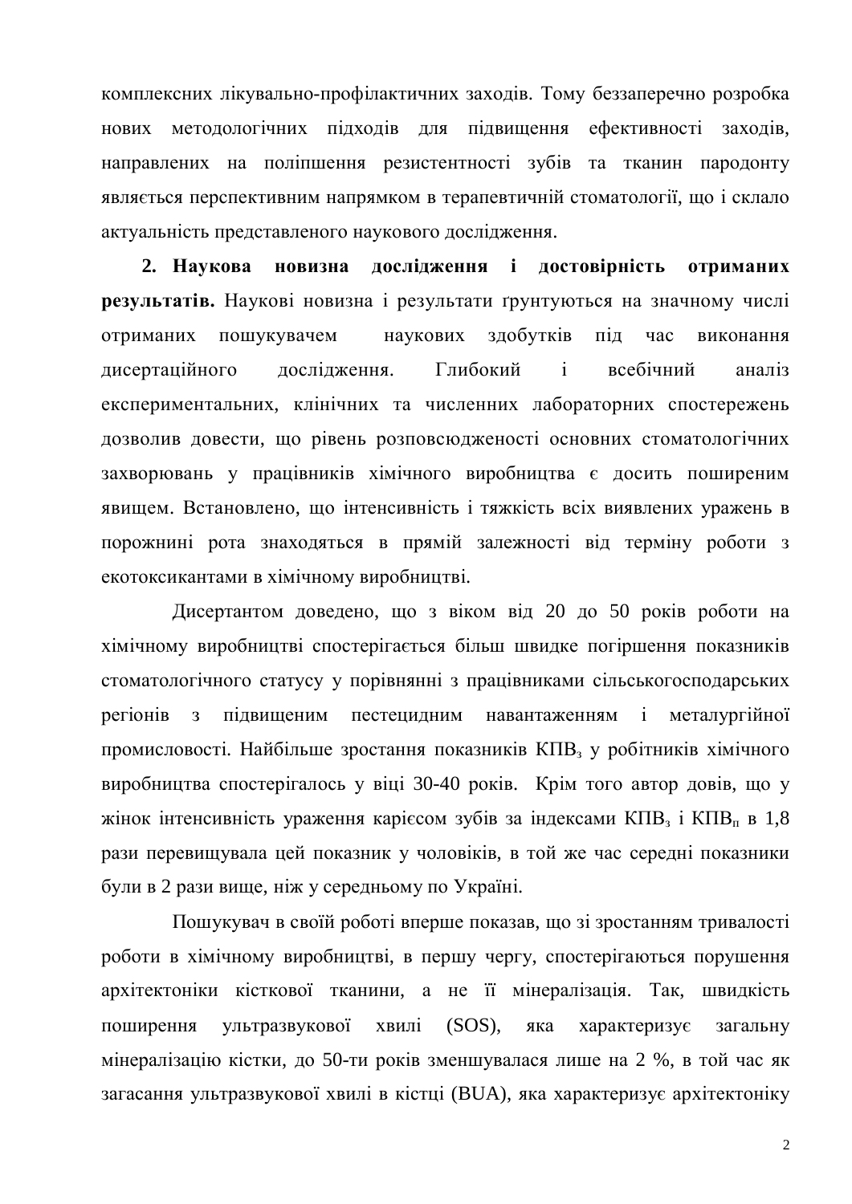комплексних лікувально-профілактичних заходів. Тому беззаперечно розробка нових методологічних підходів для підвищення ефективності заходів, направлених на поліпшення резистентності зубів та тканин пародонту являється перспективним напрямком в терапевтичній стоматології, що і склало актуальність представленого наукового дослідження.

**2. Наукова новизна дослідження і достовірність отриманих результатів.** Наукові новизна і результати ґрунтуються на значному числі отриманих пошукувачем наукових здобутків під час виконання дисертаційного дослідження. Глибокий і всебічний аналіз експериментальних, клінічних та численних лабораторних спостережень дозволив довести, що рівень розповсюдженості основних стоматологічних захворювань у працівників хімічного виробництва є досить поширеним явищем. Встановлено, що інтенсивність і тяжкість всіх виявлених уражень в порожнині рота знаходяться в прямій залежності від терміну роботи з екотоксикантами в хімічному виробництві.

Дисертантом доведено, що з віком від 20 до 50 років роботи на хімічному виробництві спостерігається більш швидке погіршення показників стоматологічного статусу у порівнянні з працівниками сільськогосподарських регіонів з підвищеним пестецидним навантаженням і металургійної промисловості. Найбільше зростання показників $КПВ_з$ у робітників хімічного виробництва спостерігалось у віці 30-40 років. Крім того автор довів, що у жінок інтенсивність ураження карієсом зубів за індексами $КПВ_з$ і $КПВ_п$ в 1,8 рази перевищувала цей показник у чоловіків, в той же час середні показники були в 2 рази вище, ніж у середньому по Україні.

Пошукувач в своїй роботі вперше показав, що зі зростанням тривалості роботи в хімічному виробництві, в першу чергу, спостерігаються порушення архітектоніки кісткової тканини, а не її мінералізація. Так, швидкість поширення ультразвукової хвилі (SOS), яка характеризує загальну мінералізацію кістки, до 50-ти років зменшувалася лише на 2 %, в той час як загасання ультразвукової хвилі в кістці (BUA), яка характеризує архітектоніку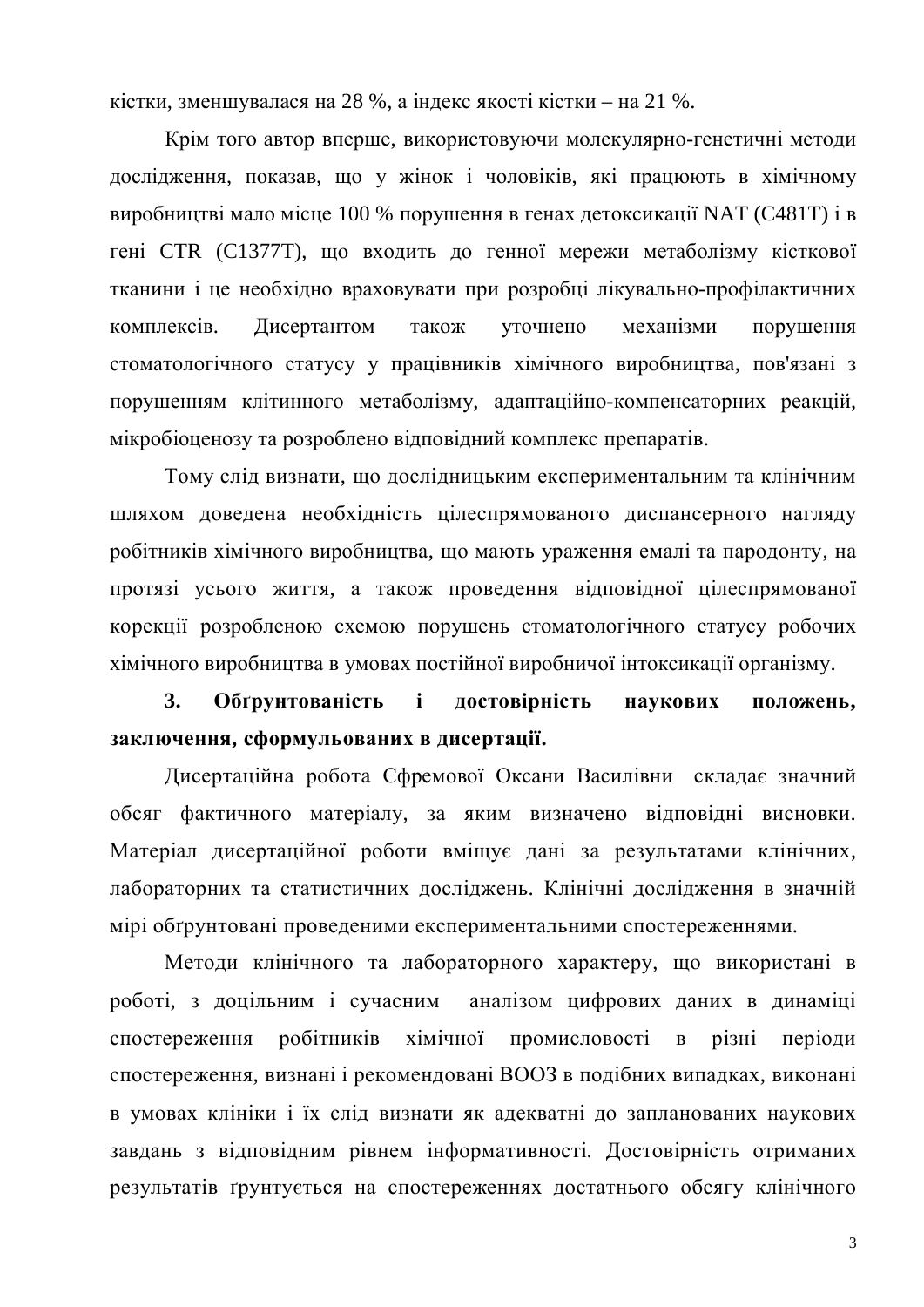кістки, зменшувалася на 28 %, а індекс якості кістки – на 21 %.

Крім того автор вперше, використовуючи молекулярно-генетичні методи дослідження, показав, що у жінок і чоловіків, які працюють в хімічному виробництві мало місце 100 % порушення в генах детоксикації NAT (C481T) і в гені CTR (C1377T), що входить до генної мережи метаболізму кісткової тканини і це необхідно враховувати при розробці лікувально-профілактичних комплексів. Дисертантом також уточнено механізми порушення стоматологічного статусу у працівників хімічного виробництва, пов'язані з порушенням клітинного метаболізму, адаптаційно-компенсаторних реакцій, мікробіоценозу та розроблено відповідний комплекс препаратів.

Тому слід визнати, що дослідницьким експериментальним та клінічним шляхом доведена необхідність цілеспрямованого диспансерного нагляду робітників хімічного виробництва, що мають ураження емалі та пародонту, на протязі усього життя, а також проведення відповідної цілеспрямованої корекції розробленою схемою порушень стоматологічного статусу робочих хімічного виробництва в умовах постійної виробничої інтоксикації організму.

**3. Обґрунтованість і достовірність наукових положень, заключення, сформульованих в дисертації.**

Дисертаційна робота Єфремової Оксани Василівни складає значний обсяг фактичного матеріалу, за яким визначено відповідні висновки. Матеріал дисертаційної роботи вміщує дані за результатами клінічних, лабораторних та статистичних досліджень. Клінічні дослідження в значній мірі обгрунтовані проведеними експериментальними спостереженнями.

Методи клінічного та лабораторного характеру, що використані в роботі, з доцільним і сучасним аналізом цифрових даних в динаміці спостереження робітників хімічної промисловості в різні періоди спостереження, визнані і рекомендовані ВООЗ в подібних випадках, виконані в умовах клініки і їх слід визнати як адекватні до запланованих наукових завдань з відповідним рівнем інформативності. Достовірність отриманих результатів ґрунтується на спостереженнях достатнього обсягу клінічного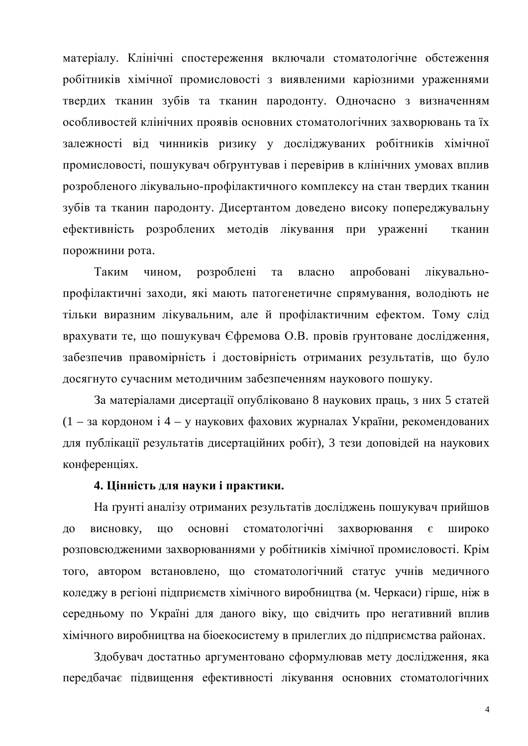матеріалу. Клінічні спостереження включали стоматологічне обстеження робітників хімічної промисловості з виявленими каріозними ураженнями твердих тканин зубів та тканин пародонту. Одночасно з визначенням особливостей клінічних проявів основних стоматологічних захворювань та їх залежності від чинників ризику у досліджуваних робітників хімічної промисловості, пошукувач обґрунтував і перевірив в клінічних умовах вплив розробленого лікувально-профілактичного комплексу на стан твердих тканин зубів та тканин пародонту. Дисертантом доведено високу попереджувальну ефективність розроблених методів лікування при ураженні тканин порожнини рота.

Таким чином, розроблені та власно апробовані лікувально-профілактичні заходи, які мають патогенетичне спрямування, володіють не тільки виразним лікувальним, але й профілактичним ефектом. Тому слід врахувати те, що пошукувач Єфремова О.В. провів ґрунтоване дослідження, забезпечив правомірність і достовірність отриманих результатів, що було досягнуто сучасним методичним забезпеченням наукового пошуку.

За матеріалами дисертації опубліковано 8 наукових праць, з них 5 статей (1 – за кордоном і 4 – у наукових фахових журналах України, рекомендованих для публікації результатів дисертаційних робіт), 3 тези доповідей на наукових конференціях.

**4. Цінність для науки і практики.**

На ґрунті аналізу отриманих результатів досліджень пошукувач прийшов до висновку, що основні стоматологічні захворювання є широко розповсюдженими захворюваннями у робітників хімічної промисловості. Крім того, автором встановлено, що стоматологічний статус учнів медичного коледжу в регіоні підприємств хімічного виробництва (м. Черкаси) гірше, ніж в середньому по Україні для даного віку, що свідчить про негативний вплив хімічного виробництва на біоекосистему в прилеглих до підприємства районах.

Здобувач достатньо аргументовано сформулював мету дослідження, яка передбачає підвищення ефективності лікування основних стоматологічних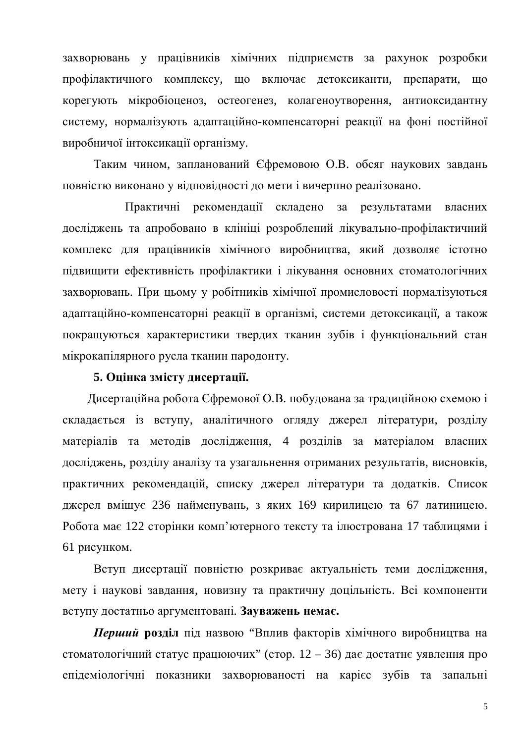захворювань у працівників хімічних підприємств за рахунок розробки профілактичного комплексу, що включає детоксиканти, препарати, що корегують мікробіоценоз, остеогенез, колагеноутворення, антиоксидантну систему, нормалізують адаптаційно-компенсаторні реакції на фоні постійної виробничої інтоксикації організму.

Таким чином, запланований Єфремовою О.В. обсяг наукових завдань повністю виконано у відповідності до мети і вичерпно реалізовано.

Практичні рекомендації складено за результатами власних досліджень та апробовано в клініці розроблений лікувально-профілактичний комплекс для працівників хімічного виробництва, який дозволяє істотно підвищити ефективність профілактики і лікування основних стоматологічних захворювань. При цьому у робітників хімічної промисловості нормалізуються адаптаційно-компенсаторні реакції в організмі, системи детоксикації, а також покращуються характеристики твердих тканин зубів і функціональний стан мікрокапілярного русла тканин пародонту.

**5. Оцінка змісту дисертації.**

Дисертаційна робота Єфремової О.В. побудована за традиційною схемою і складається із вступу, аналітичного огляду джерел літератури, розділу матеріалів та методів дослідження, 4 розділів за матеріалом власних досліджень, розділу аналізу та узагальнення отриманих результатів, висновків, практичних рекомендацій, списку джерел літератури та додатків. Список джерел вміщує 236 найменувань, з яких 169 кирилицею та 67 латиницею. Робота має 122 сторінки комп'ютерного тексту та ілюстрована 17 таблицями і 61 рисунком.

Вступ дисертації повністю розкриває актуальність теми дослідження, мету і наукові завдання, новизну та практичну доцільність. Всі компоненти вступу достатньо аргументовані. **Зауважень немає.**

***Перший*** **розділ** під назвою "Вплив факторів хімічного виробництва на стоматологічний статус працюючих" (стор. 12 – 36) дає достатнє уявлення про епідеміологічні показники захворюваності на карієс зубів та запальні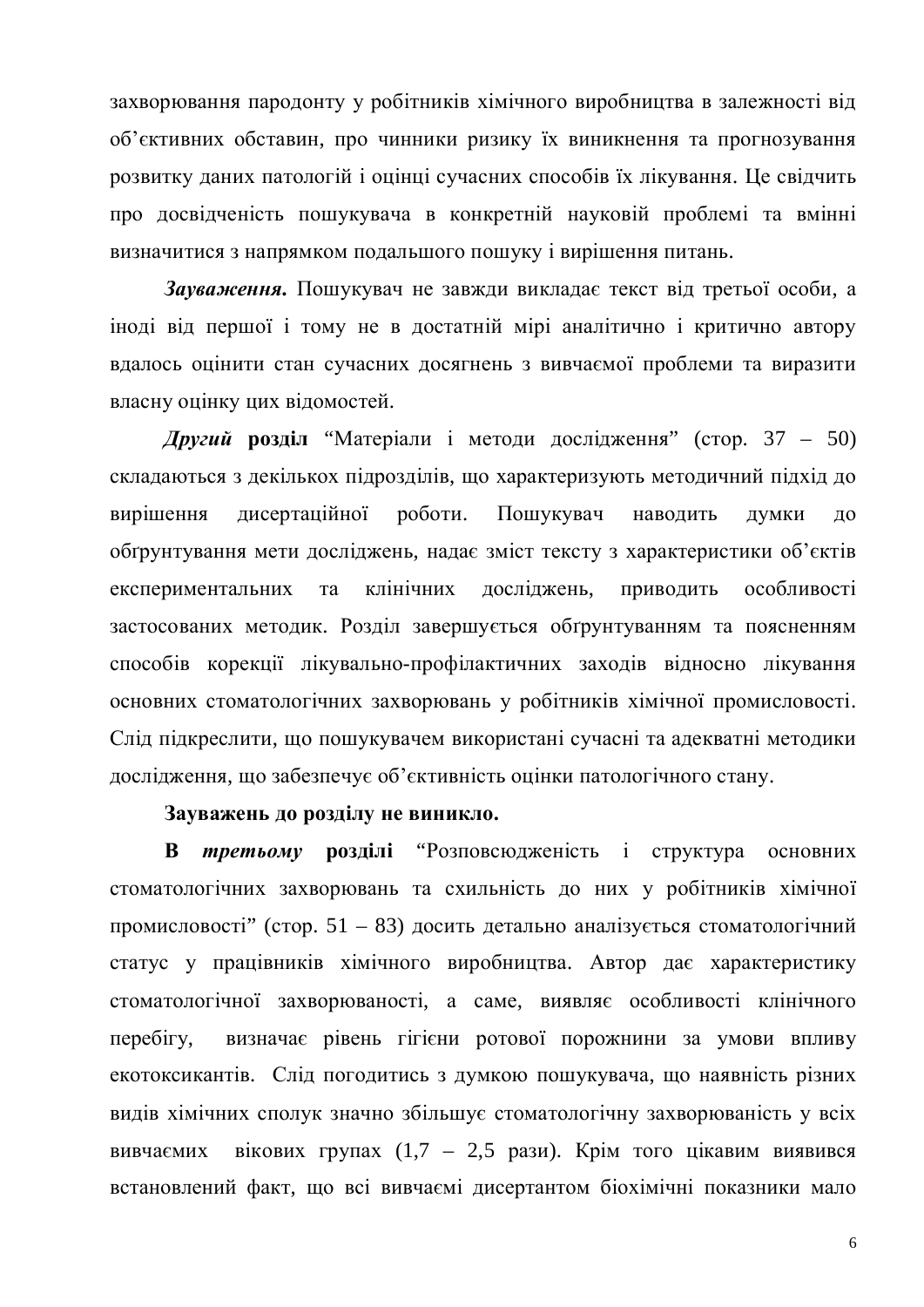захворювання пародонту у робітників хімічного виробництва в залежності від об’єктивних обставин, про чинники ризику їх виникнення та прогнозування розвитку даних патологій і оцінці сучасних способів їх лікування. Це свідчить про досвідченість пошукувача в конкретній науковій проблемі та вмінні визначитися з напрямком подальшого пошуку і вирішення питань.

***Зауваження.*** Пошукувач не завжди викладає текст від третьої особи, а іноді від першої і тому не в достатній мірі аналітично і критично автору вдалось оцінити стан сучасних досягнень з вивчаємої проблеми та виразити власну оцінку цих відомостей.

***Другий*** **розділ** “Матеріали і методи дослідження” (стор. 37 – 50) складаються з декількох підрозділів, що характеризують методичний підхід до вирішення дисертаційної роботи. Пошукувач наводить думки до обґрунтування мети досліджень, надає зміст тексту з характеристики об’єктів експериментальних та клінічних досліджень, приводить особливості застосованих методик. Розділ завершується обґрунтуванням та поясненням способів корекції лікувально-профілактичних заходів відносно лікування основних стоматологічних захворювань у робітників хімічної промисловості. Слід підкреслити, що пошукувачем використані сучасні та адекватні методики дослідження, що забезпечує об’єктивність оцінки патологічного стану.

**Зауважень до розділу не виникло.**

**В** ***третьому*** **розділі** “Розповсюдженість і структура основних стоматологічних захворювань та схильність до них у робітників хімічної промисловості” (стор. 51 – 83) досить детально аналізується стоматологічний статус у працівників хімічного виробництва. Автор дає характеристику стоматологічної захворюваності, а саме, виявляє особливості клінічного перебігу, визначає рівень гігієни ротової порожнини за умови впливу екотоксикантів. Слід погодитись з думкою пошукувача, що наявність різних видів хімічних сполук значно збільшує стоматологічну захворюваність у всіх вивчаємих вікових групах (1,7 – 2,5 рази). Крім того цікавим виявився встановлений факт, що всі вивчаємі дисертантом біохімічні показники мало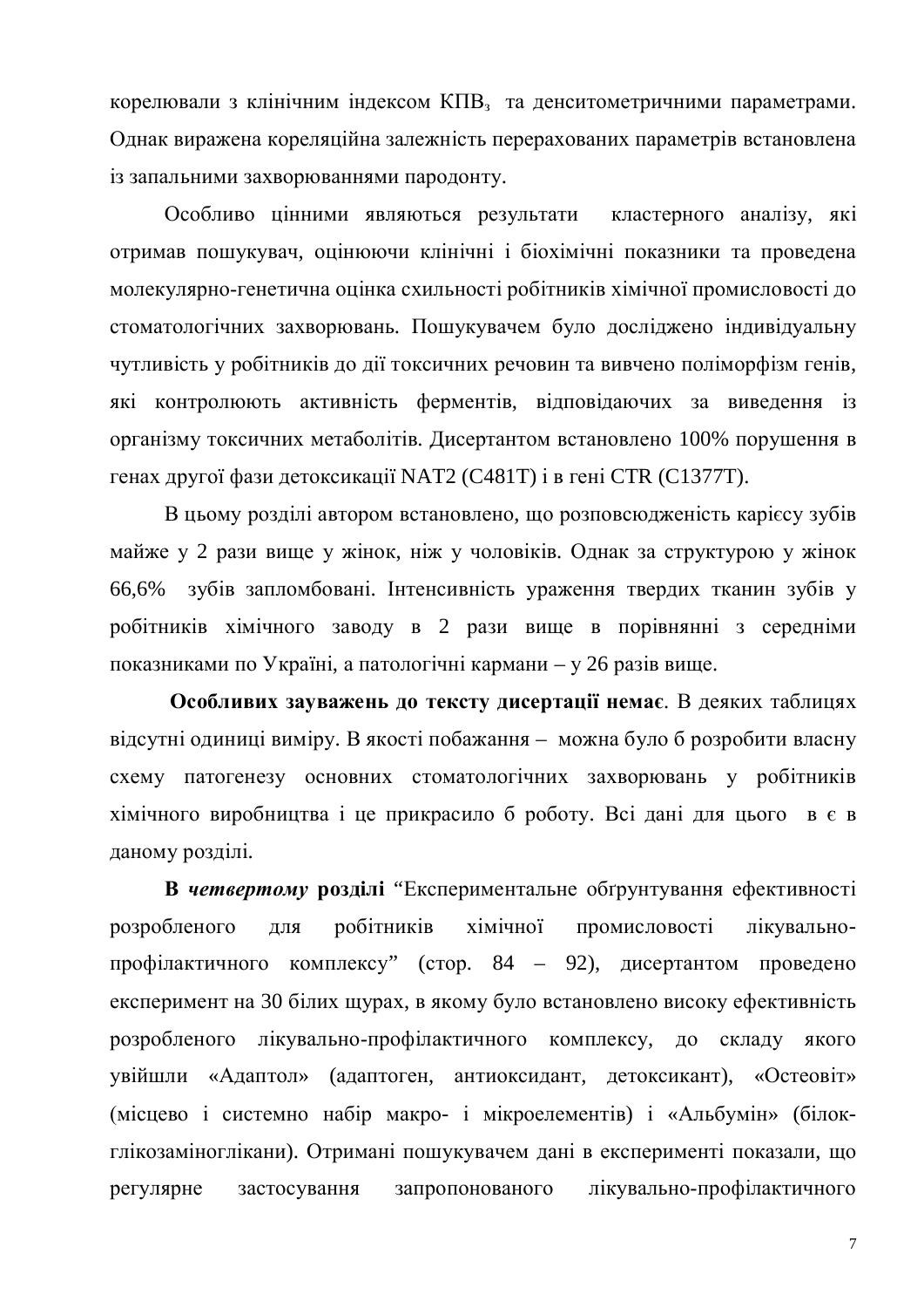корелювали з клінічним індексом $КПВ_з$ та денситометричними параметрами. Однак виражена кореляційна залежність перерахованих параметрів встановлена із запальними захворюваннями пародонту.

Особливо цінними являються результати кластерного аналізу, які отримав пошукувач, оцінюючи клінічні і біохімічні показники та проведена молекулярно-генетична оцінка схильності робітників хімічної промисловості до стоматологічних захворювань. Пошукувачем було досліджено індивідуальну чутливість у робітників до дії токсичних речовин та вивчено поліморфізм генів, які контролюють активність ферментів, відповідаючих за виведення із організму токсичних метаболітів. Дисертантом встановлено 100% порушення в генах другої фази детоксикації NAT2 (C481T) і в гені CTR (C1377T).

В цьому розділі автором встановлено, що розповсюдженість карієсу зубів майже у 2 рази вище у жінок, ніж у чоловіків. Однак за структурою у жінок 66,6% зубів запломбовані. Інтенсивність ураження твердих тканин зубів у робітників хімічного заводу в 2 рази вище в порівнянні з середніми показниками по Україні, а патологічні кармани – у 26 разів вище.

**Особливих зауважень до тексту дисертації немає**. В деяких таблицях відсутні одиниці виміру. В якості побажання – можна було б розробити власну схему патогенезу основних стоматологічних захворювань у робітників хімічного виробництва і це прикрасило б роботу. Всі дані для цього в є в даному розділі.

**В *четвертому* розділі** “Експериментальне обґрунтування ефективності розробленого для робітників хімічної промисловості лікувально-профілактичного комплексу” (стор. 84 – 92), дисертантом проведено експеримент на 30 білих щурах, в якому було встановлено високу ефективність розробленого лікувально-профілактичного комплексу, до складу якого увійшли «Адаптол» (адаптоген, антиоксидант, детоксикант), «Остеовіт» (місцево і системно набір макро- і мікроелементів) і «Альбумін» (білок-глікозаміноглікани). Отримані пошукувачем дані в експерименті показали, що регулярне застосування запропонованого лікувально-профілактичного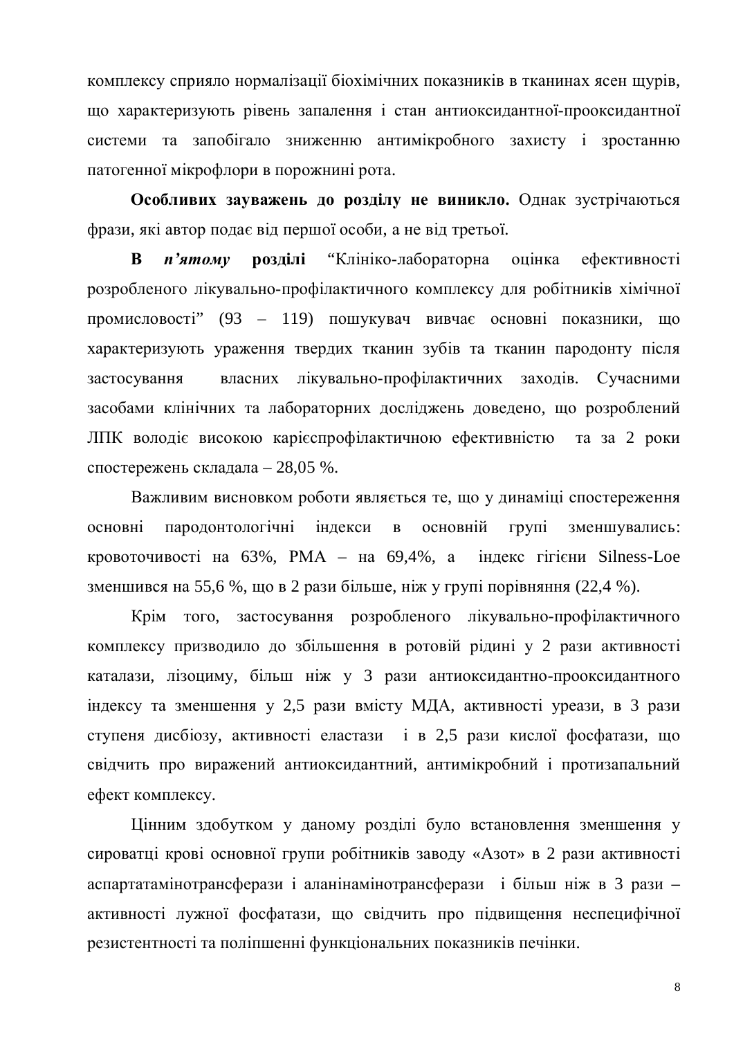комплексу сприяло нормалізації біохімічних показників в тканинах ясен щурів, що характеризують рівень запалення і стан антиоксидантної-прооксидантної системи та запобігало зниженню антимікробного захисту і зростанню патогенної мікрофлори в порожнині рота.

**Особливих зауважень до розділу не виникло.** Однак зустрічаються фрази, які автор подає від першої особи, а не від третьої.

**В *п'ятому* розділі** "Клініко-лабораторна оцінка ефективності розробленого лікувально-профілактичного комплексу для робітників хімічної промисловості" (93 – 119) пошукувач вивчає основні показники, що характеризують ураження твердих тканин зубів та тканин пародонту після застосування власних лікувально-профілактичних заходів. Сучасними засобами клінічних та лабораторних досліджень доведено, що розроблений ЛПК володіє високою карієспрофілактичною ефективністю та за 2 роки спостережень складала – 28,05 %.

Важливим висновком роботи являється те, що у динаміці спостереження основні пародонтологічні індекси в основній групі зменшувались: кровоточивості на 63%, РМА – на 69,4%, а індекс гігієни Silness-Loe зменшився на 55,6 %, що в 2 рази більше, ніж у групі порівняння (22,4 %).

Крім того, застосування розробленого лікувально-профілактичного комплексу призводило до збільшення в ротовій рідині у 2 рази активності каталази, лізоциму, більш ніж у 3 рази антиоксидантно-прооксидантного індексу та зменшення у 2,5 рази вмісту МДА, активності уреази, в 3 рази ступеня дисбіозу, активності еластази і в 2,5 рази кислої фосфатази, що свідчить про виражений антиоксидантний, антимікробний і протизапальний ефект комплексу.

Цінним здобутком у даному розділі було встановлення зменшення у сироватці крові основної групи робітників заводу «Азот» в 2 рази активності аспартатамінотрансферази і аланінамінотрансферази і більш ніж в 3 рази – активності лужної фосфатази, що свідчить про підвищення неспецифічної резистентності та поліпшенні функціональних показників печінки.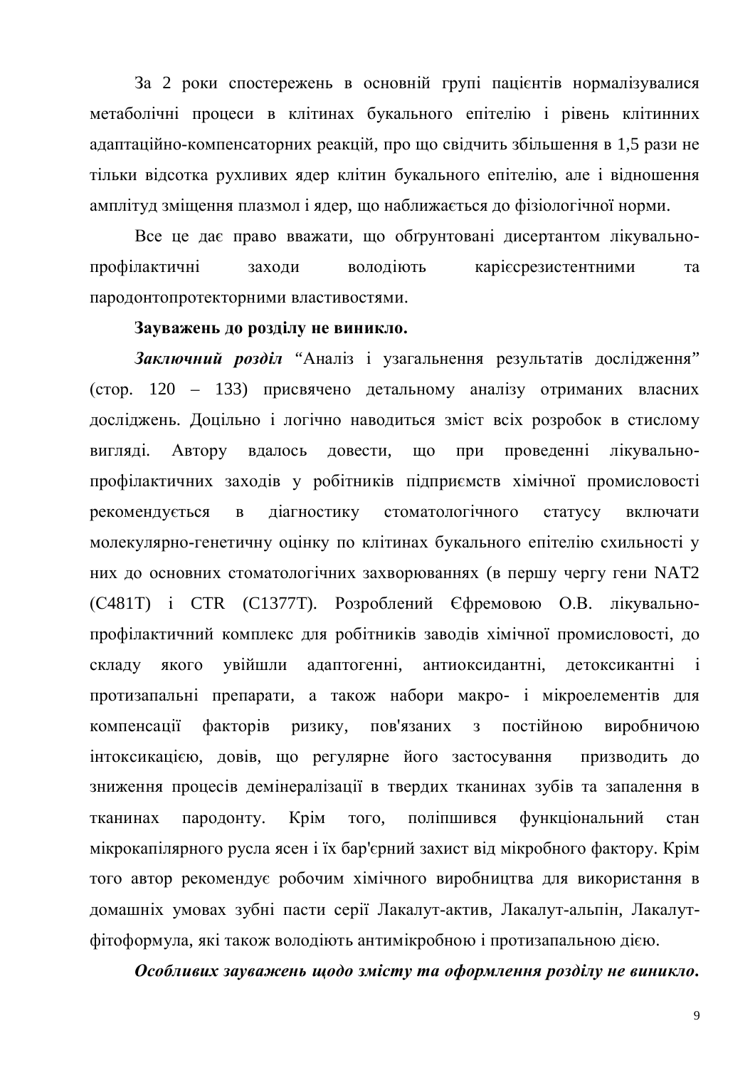За 2 роки спостережень в основній групі пацієнтів нормалізувалися метаболічні процеси в клітинах букального епітелію і рівень клітинних адаптаційно-компенсаторних реакцій, про що свідчить збільшення в 1,5 рази не тільки відсотка рухливих ядер клітин букального епітелію, але і відношення амплітуд зміщення плазмол і ядер, що наближається до фізіологічної норми.

Все це дає право вважати, що обґрунтовані дисертантом лікувально-профілактичні заходи володіють карієсрезистентними та пародонтопротекторними властивостями.

**Зауважень до розділу не виникло.**

***Заключний розділ*** "Аналіз і узагальнення результатів дослідження" (стор. 120 – 133) присвячено детальному аналізу отриманих власних досліджень. Доцільно і логічно наводиться зміст всіх розробок в стислому вигляді. Автору вдалось довести, що при проведенні лікувально-профілактичних заходів у робітників підприємств хімічної промисловості рекомендується в діагностику стоматологічного статусу включати молекулярно-генетичну оцінку по клітинах букального епітелію схильності у них до основних стоматологічних захворюваннях (в першу чергу гени NAT2 (C481T) і CTR (C1377T). Розроблений Єфремовою О.В. лікувально-профілактичний комплекс для робітників заводів хімічної промисловості, до складу якого увійшли адаптогенні, антиоксидантні, детоксикантні і протизапальні препарати, а також набори макро- і мікроелементів для компенсації факторів ризику, пов'язаних з постійною виробничою інтоксикацією, довів, що регулярне його застосування призводить до зниження процесів демінералізації в твердих тканинах зубів та запалення в тканинах пародонту. Крім того, поліпшився функціональний стан мікрокапілярного русла ясен і їх бар'єрний захист від мікробного фактору. Крім того автор рекомендує робочим хімічного виробництва для використання в домашніх умовах зубні пасти серії Лакалут-актив, Лакалут-альпін, Лакалут-фітоформула, які також володіють антимікробною і протизапальною дією.

***Особливих зауважень щодо змісту та оформлення розділу не виникло.***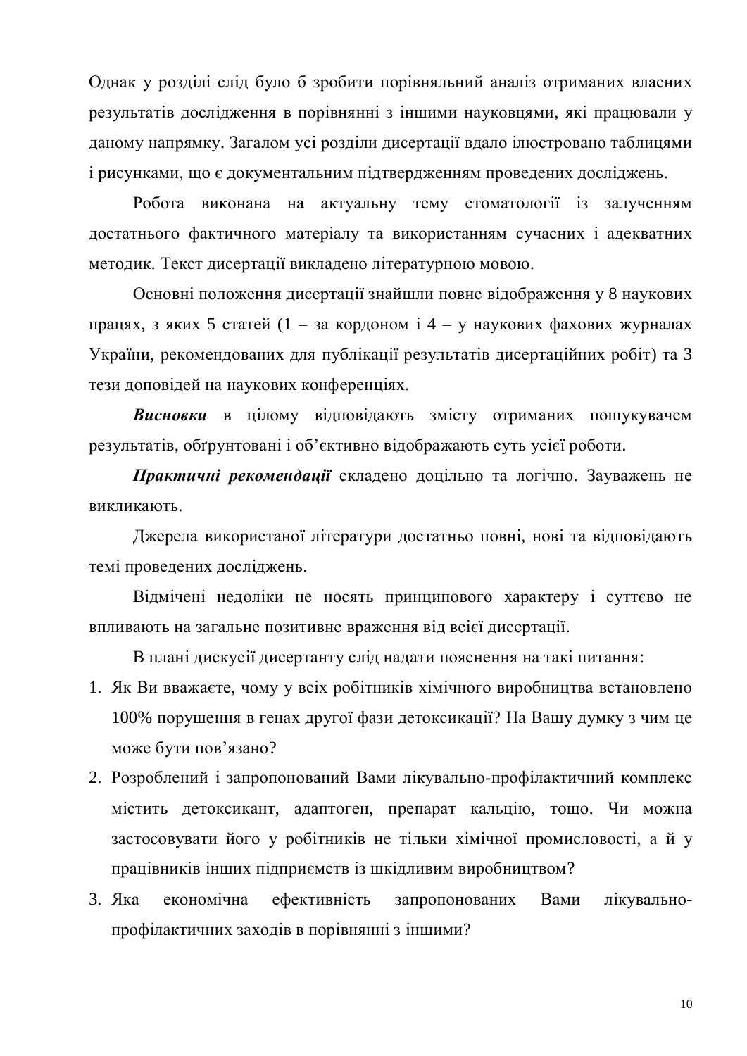Однак у розділі слід було б зробити порівняльний аналіз отриманих власних результатів дослідження в порівнянні з іншими науковцями, які працювали у даному напрямку. Загалом усі розділи дисертації вдало ілюстровано таблицями і рисунками, що є документальним підтвердженням проведених досліджень.

Робота виконана на актуальну тему стоматології із залученням достатнього фактичного матеріалу та використанням сучасних і адекватних методик. Текст дисертації викладено літературною мовою.

Основні положення дисертації знайшли повне відображення у 8 наукових працях, з яких 5 статей (1 – за кордоном і 4 – у наукових фахових журналах України, рекомендованих для публікації результатів дисертаційних робіт) та 3 тези доповідей на наукових конференціях.

***Висновки*** в цілому відповідають змісту отриманих пошукувачем результатів, обґрунтовані і об'єктивно відображають суть усієї роботи.

***Практичні рекомендації*** складено доцільно та логічно. Зауважень не викликають.

Джерела використаної літератури достатньо повні, нові та відповідають темі проведених досліджень.

Відмічені недоліки не носять принципового характеру і суттєво не впливають на загальне позитивне враження від всієї дисертації.

В плані дискусії дисертанту слід надати пояснення на такі питання:

1. Як Ви вважаєте, чому у всіх робітників хімічного виробництва встановлено 100% порушення в генах другої фази детоксикації? На Вашу думку з чим це може бути пов'язано?
2. Розроблений і запропонований Вами лікувально-профілактичний комплекс містить детоксикант, адаптоген, препарат кальцію, тощо. Чи можна застосовувати його у робітників не тільки хімічної промисловості, а й у працівників інших підприємств із шкідливим виробництвом?
3. Яка економічна ефективність запропонованих Вами лікувально-профілактичних заходів в порівнянні з іншими?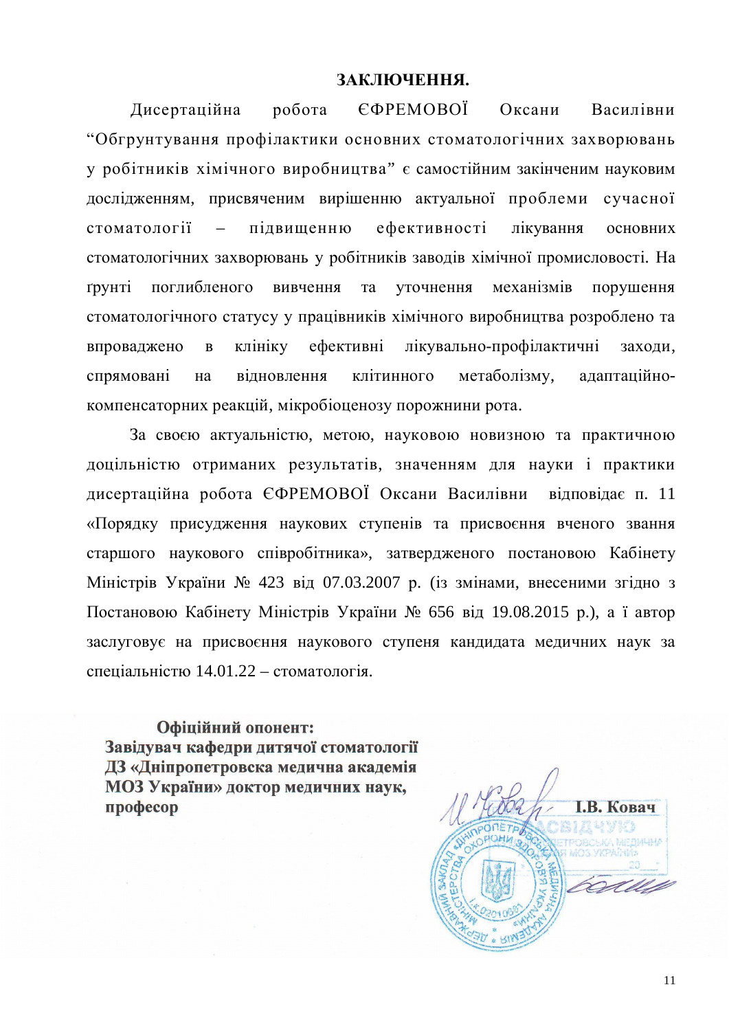## ЗАКЛЮЧЕННЯ.

Дисертаційна робота ЄФРЕМОВОЇ Оксани Василівни "Обгрунтування профілактики основних стоматологічних захворювань у робітників хімічного виробництва" є самостійним закінченим науковим дослідженням, присвяченим вирішенню актуальної проблеми сучасної стоматології – підвищенню ефективності лікування основних стоматологічних захворювань у робітників заводів хімічної промисловості. На ґрунті поглибленого вивчення та уточнення механізмів порушення стоматологічного статусу у працівників хімічного виробництва розроблено та впроваджено в клініку ефективні лікувально-профілактичні заходи, спрямовані на відновлення клітинного метаболізму, адаптаційно-компенсаторних реакцій, мікробіоценозу порожнини рота.

За своєю актуальністю, метою, науковою новизною та практичною доцільністю отриманих результатів, значенням для науки і практики дисертаційна робота ЄФРЕМОВОЇ Оксани Василівни відповідає п. 11 «Порядку присудження наукових ступенів та присвоєння вченого звання старшого наукового співробітника», затвердженого постановою Кабінету Міністрів України № 423 від 07.03.2007 р. (із змінами, внесеними згідно з Постановою Кабінету Міністрів України № 656 від 19.08.2015 р.), а її автор заслуговує на присвоєння наукового ступеня кандидата медичних наук за спеціальністю 14.01.22 – стоматологія.

**Офіційний опонент:**
**Завідувач кафедри дитячої стоматології ДЗ «Дніпропетровска медична академія МОЗ України» доктор медичних наук, професор** **І.В. Ковач**